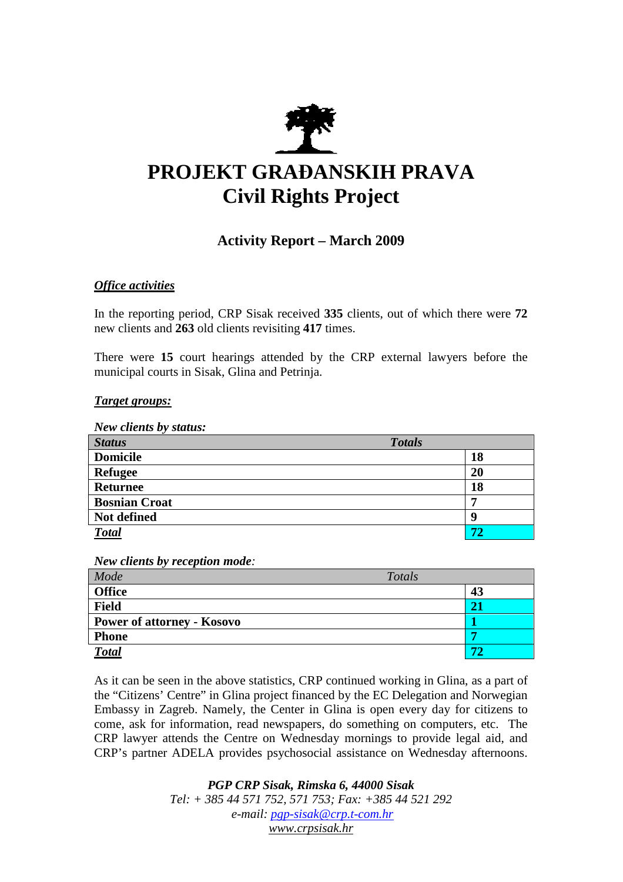# PROJEKT GRAĐANSKIH PRAVA
# Civil Rights Project

## Activity Report – March 2009

***Office activities***

In the reporting period, CRP Sisak received **335** clients, out of which there were **72** new clients and **263** old clients revisiting **417** times.

There were **15** court hearings attended by the CRP external lawyers before the municipal courts in Sisak, Glina and Petrinja.

***Target groups:***

***New clients by status:***

| ***Status*** | ***Totals*** |
|---|---|
| **Domicile** | **18** |
| **Refugee** | **20** |
| **Returnee** | **18** |
| **Bosnian Croat** | **7** |
| **Not defined** | **9** |
| ***Total*** | **72** |

***New clients by reception mode****:*

| *Mode* | *Totals* |
|---|---|
| **Office** | **43** |
| **Field** | **21** |
| **Power of attorney - Kosovo** | **1** |
| **Phone** | **7** |
| ***Total*** | **72** |

As it can be seen in the above statistics, CRP continued working in Glina, as a part of the "Citizens' Centre" in Glina project financed by the EC Delegation and Norwegian Embassy in Zagreb. Namely, the Center in Glina is open every day for citizens to come, ask for information, read newspapers, do something on computers, etc. The CRP lawyer attends the Centre on Wednesday mornings to provide legal aid, and CRP's partner ADELA provides psychosocial assistance on Wednesday afternoons.

***PGP CRP Sisak, Rimska 6, 44000 Sisak***
*Tel: + 385 44 571 752, 571 753; Fax: +385 44 521 292*
*e-mail: pgp-sisak@crp.t-com.hr*
*www.crpsisak.hr*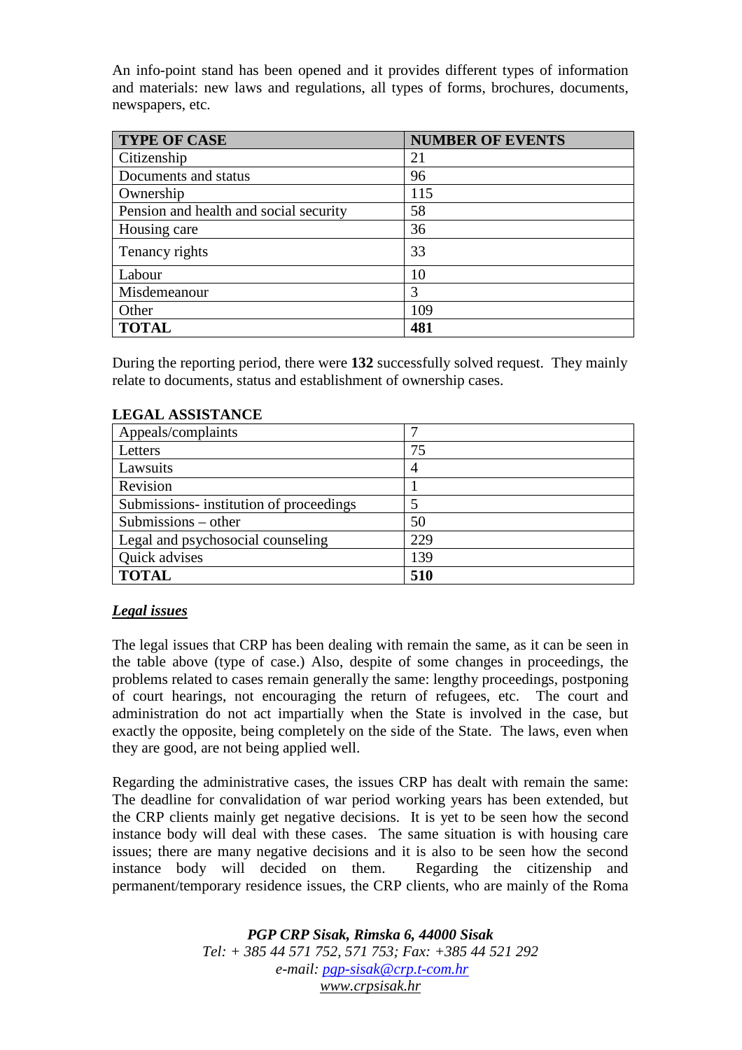An info-point stand has been opened and it provides different types of information and materials: new laws and regulations, all types of forms, brochures, documents, newspapers, etc.

| TYPE OF CASE | NUMBER OF EVENTS |
|---|---|
| Citizenship | 21 |
| Documents and status | 96 |
| Ownership | 115 |
| Pension and health and social security | 58 |
| Housing care | 36 |
| Tenancy rights | 33 |
| Labour | 10 |
| Misdemeanour | 3 |
| Other | 109 |
| **TOTAL** | **481** |

During the reporting period, there were **132** successfully solved request. They mainly relate to documents, status and establishment of ownership cases.

**LEGAL ASSISTANCE**

| | |
|---|---|
| Appeals/complaints | 7 |
| Letters | 75 |
| Lawsuits | 4 |
| Revision | 1 |
| Submissions- institution of proceedings | 5 |
| Submissions – other | 50 |
| Legal and psychosocial counseling | 229 |
| Quick advises | 139 |
| **TOTAL** | **510** |

***Legal issues***

The legal issues that CRP has been dealing with remain the same, as it can be seen in the table above (type of case.) Also, despite of some changes in proceedings, the problems related to cases remain generally the same: lengthy proceedings, postponing of court hearings, not encouraging the return of refugees, etc. The court and administration do not act impartially when the State is involved in the case, but exactly the opposite, being completely on the side of the State. The laws, even when they are good, are not being applied well.

Regarding the administrative cases, the issues CRP has dealt with remain the same: The deadline for convalidation of war period working years has been extended, but the CRP clients mainly get negative decisions. It is yet to be seen how the second instance body will deal with these cases. The same situation is with housing care issues; there are many negative decisions and it is also to be seen how the second instance body will decided on them. Regarding the citizenship and permanent/temporary residence issues, the CRP clients, who are mainly of the Roma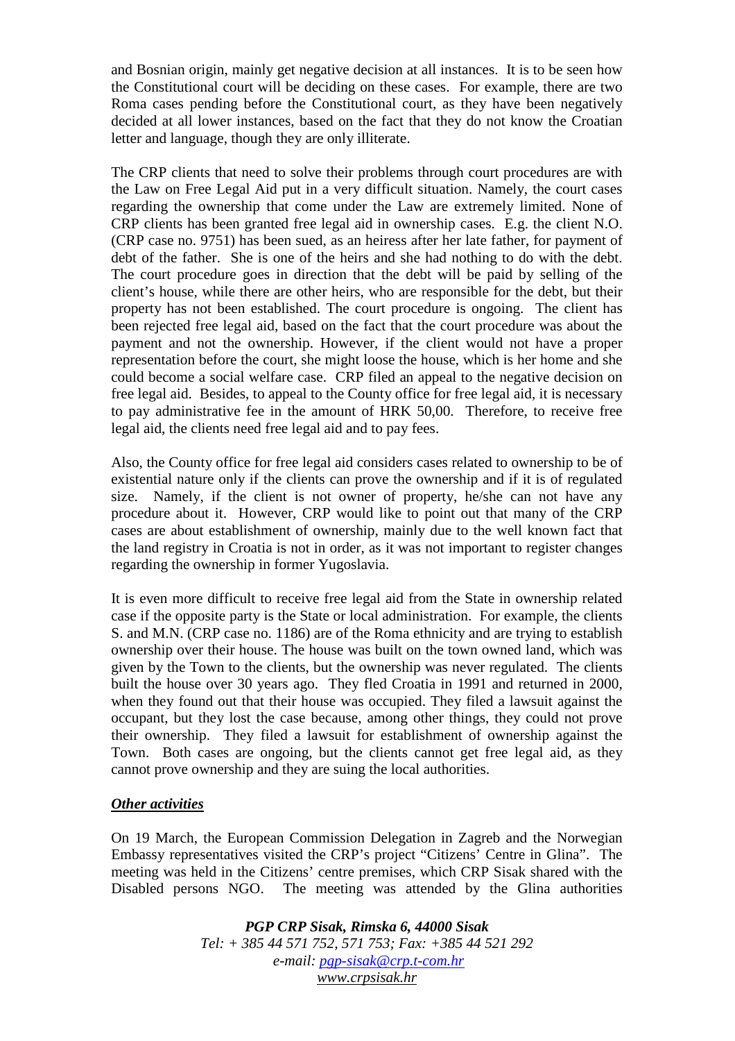and Bosnian origin, mainly get negative decision at all instances. It is to be seen how the Constitutional court will be deciding on these cases. For example, there are two Roma cases pending before the Constitutional court, as they have been negatively decided at all lower instances, based on the fact that they do not know the Croatian letter and language, though they are only illiterate.

The CRP clients that need to solve their problems through court procedures are with the Law on Free Legal Aid put in a very difficult situation. Namely, the court cases regarding the ownership that come under the Law are extremely limited. None of CRP clients has been granted free legal aid in ownership cases. E.g. the client N.O. (CRP case no. 9751) has been sued, as an heiress after her late father, for payment of debt of the father. She is one of the heirs and she had nothing to do with the debt. The court procedure goes in direction that the debt will be paid by selling of the client's house, while there are other heirs, who are responsible for the debt, but their property has not been established. The court procedure is ongoing. The client has been rejected free legal aid, based on the fact that the court procedure was about the payment and not the ownership. However, if the client would not have a proper representation before the court, she might loose the house, which is her home and she could become a social welfare case. CRP filed an appeal to the negative decision on free legal aid. Besides, to appeal to the County office for free legal aid, it is necessary to pay administrative fee in the amount of HRK 50,00. Therefore, to receive free legal aid, the clients need free legal aid and to pay fees.

Also, the County office for free legal aid considers cases related to ownership to be of existential nature only if the clients can prove the ownership and if it is of regulated size. Namely, if the client is not owner of property, he/she can not have any procedure about it. However, CRP would like to point out that many of the CRP cases are about establishment of ownership, mainly due to the well known fact that the land registry in Croatia is not in order, as it was not important to register changes regarding the ownership in former Yugoslavia.

It is even more difficult to receive free legal aid from the State in ownership related case if the opposite party is the State or local administration. For example, the clients S. and M.N. (CRP case no. 1186) are of the Roma ethnicity and are trying to establish ownership over their house. The house was built on the town owned land, which was given by the Town to the clients, but the ownership was never regulated. The clients built the house over 30 years ago. They fled Croatia in 1991 and returned in 2000, when they found out that their house was occupied. They filed a lawsuit against the occupant, but they lost the case because, among other things, they could not prove their ownership. They filed a lawsuit for establishment of ownership against the Town. Both cases are ongoing, but the clients cannot get free legal aid, as they cannot prove ownership and they are suing the local authorities.

***Other activities***

On 19 March, the European Commission Delegation in Zagreb and the Norwegian Embassy representatives visited the CRP's project "Citizens' Centre in Glina". The meeting was held in the Citizens' centre premises, which CRP Sisak shared with the Disabled persons NGO. The meeting was attended by the Glina authorities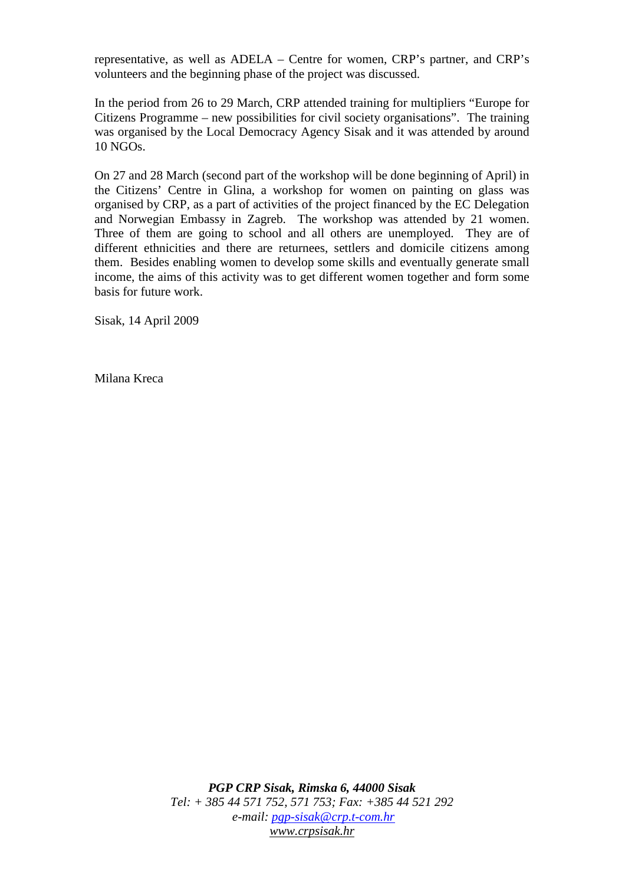representative, as well as ADELA – Centre for women, CRP's partner, and CRP's volunteers and the beginning phase of the project was discussed.

In the period from 26 to 29 March, CRP attended training for multipliers "Europe for Citizens Programme – new possibilities for civil society organisations". The training was organised by the Local Democracy Agency Sisak and it was attended by around 10 NGOs.

On 27 and 28 March (second part of the workshop will be done beginning of April) in the Citizens' Centre in Glina, a workshop for women on painting on glass was organised by CRP, as a part of activities of the project financed by the EC Delegation and Norwegian Embassy in Zagreb. The workshop was attended by 21 women. Three of them are going to school and all others are unemployed. They are of different ethnicities and there are returnees, settlers and domicile citizens among them. Besides enabling women to develop some skills and eventually generate small income, the aims of this activity was to get different women together and form some basis for future work.

Sisak, 14 April 2009

Milana Kreca

***PGP CRP Sisak, Rimska 6, 44000 Sisak***
*Tel: + 385 44 571 752, 571 753; Fax: +385 44 521 292*
*e-mail: pgp-sisak@crp.t-com.hr*
*www.crpsisak.hr*